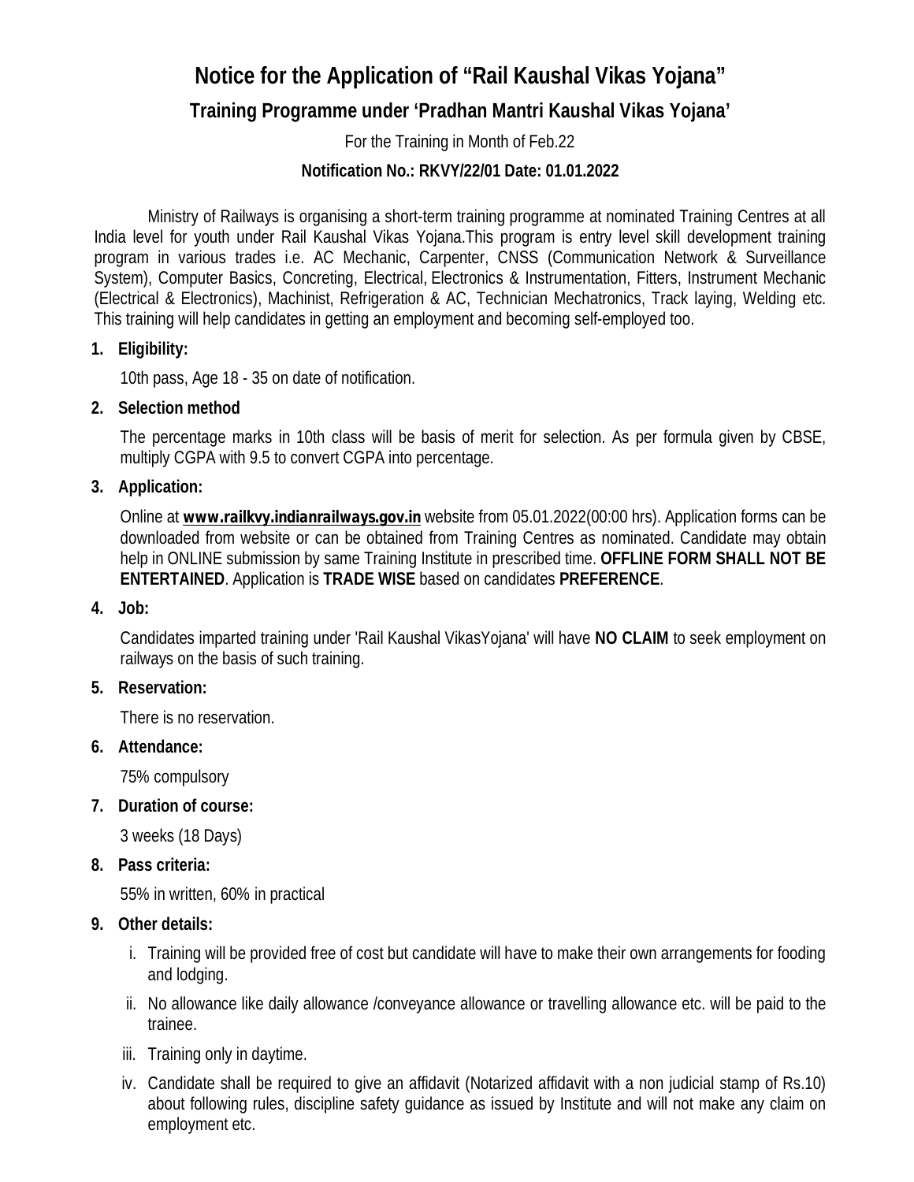# Notice for the Application of "Rail Kaushal Vikas Yojana"

## Training Programme under 'Pradhan Mantri Kaushal Vikas Yojana'

For the Training in Month of Feb.22

**Notification No.: RKVY/22/01 Date: 01.01.2022**

Ministry of Railways is organising a short-term training programme at nominated Training Centres at all India level for youth under Rail Kaushal Vikas Yojana.This program is entry level skill development training program in various trades i.e. AC Mechanic, Carpenter, CNSS (Communication Network & Surveillance System), Computer Basics, Concreting, Electrical, Electronics & Instrumentation, Fitters, Instrument Mechanic (Electrical & Electronics), Machinist, Refrigeration & AC, Technician Mechatronics, Track laying, Welding etc. This training will help candidates in getting an employment and becoming self-employed too.

1. **Eligibility:**

   10th pass, Age 18 - 35 on date of notification.

2. **Selection method**

   The percentage marks in 10th class will be basis of merit for selection. As per formula given by CBSE, multiply CGPA with 9.5 to convert CGPA into percentage.

3. **Application:**

   Online at ***www.railkvy.indianrailways.gov.in*** website from 05.01.2022(00:00 hrs). Application forms can be downloaded from website or can be obtained from Training Centres as nominated. Candidate may obtain help in ONLINE submission by same Training Institute in prescribed time. **OFFLINE FORM SHALL NOT BE ENTERTAINED**. Application is **TRADE WISE** based on candidates **PREFERENCE**.

4. **Job:**

   Candidates imparted training under 'Rail Kaushal VikasYojana' will have **NO CLAIM** to seek employment on railways on the basis of such training.

5. **Reservation:**

   There is no reservation.

6. **Attendance:**

   75% compulsory

7. **Duration of course:**

   3 weeks (18 Days)

8. **Pass criteria:**

   55% in written, 60% in practical

9. **Other details:**

   i. Training will be provided free of cost but candidate will have to make their own arrangements for fooding and lodging.

   ii. No allowance like daily allowance /conveyance allowance or travelling allowance etc. will be paid to the trainee.

   iii. Training only in daytime.

   iv. Candidate shall be required to give an affidavit (Notarized affidavit with a non judicial stamp of Rs.10) about following rules, discipline safety guidance as issued by Institute and will not make any claim on employment etc.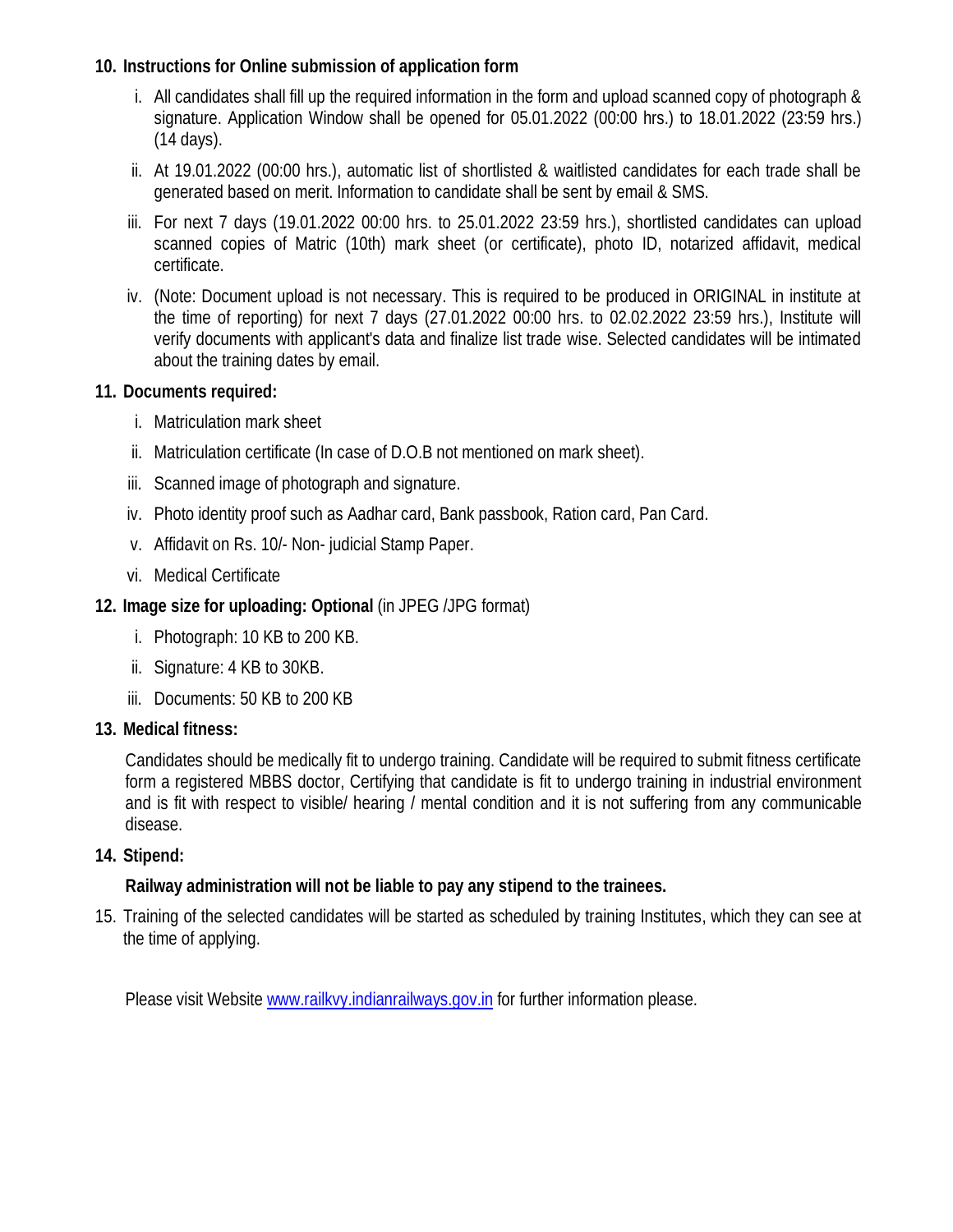**10. Instructions for Online submission of application form**

i. All candidates shall fill up the required information in the form and upload scanned copy of photograph & signature. Application Window shall be opened for 05.01.2022 (00:00 hrs.) to 18.01.2022 (23:59 hrs.) (14 days).

ii. At 19.01.2022 (00:00 hrs.), automatic list of shortlisted & waitlisted candidates for each trade shall be generated based on merit. Information to candidate shall be sent by email & SMS.

iii. For next 7 days (19.01.2022 00:00 hrs. to 25.01.2022 23:59 hrs.), shortlisted candidates can upload scanned copies of Matric (10th) mark sheet (or certificate), photo ID, notarized affidavit, medical certificate.

iv. (Note: Document upload is not necessary. This is required to be produced in ORIGINAL in institute at the time of reporting) for next 7 days (27.01.2022 00:00 hrs. to 02.02.2022 23:59 hrs.), Institute will verify documents with applicant's data and finalize list trade wise. Selected candidates will be intimated about the training dates by email.

**11. Documents required:**

i. Matriculation mark sheet

ii. Matriculation certificate (In case of D.O.B not mentioned on mark sheet).

iii. Scanned image of photograph and signature.

iv. Photo identity proof such as Aadhar card, Bank passbook, Ration card, Pan Card.

v. Affidavit on Rs. 10/- Non- judicial Stamp Paper.

vi. Medical Certificate

**12. Image size for uploading: Optional** (in JPEG /JPG format)

i. Photograph: 10 KB to 200 KB.

ii. Signature: 4 KB to 30KB.

iii. Documents: 50 KB to 200 KB

**13. Medical fitness:**

Candidates should be medically fit to undergo training. Candidate will be required to submit fitness certificate form a registered MBBS doctor, Certifying that candidate is fit to undergo training in industrial environment and is fit with respect to visible/ hearing / mental condition and it is not suffering from any communicable disease.

**14. Stipend:**

**Railway administration will not be liable to pay any stipend to the trainees.**

15. Training of the selected candidates will be started as scheduled by training Institutes, which they can see at the time of applying.

Please visit Website www.railkvy.indianrailways.gov.in for further information please.